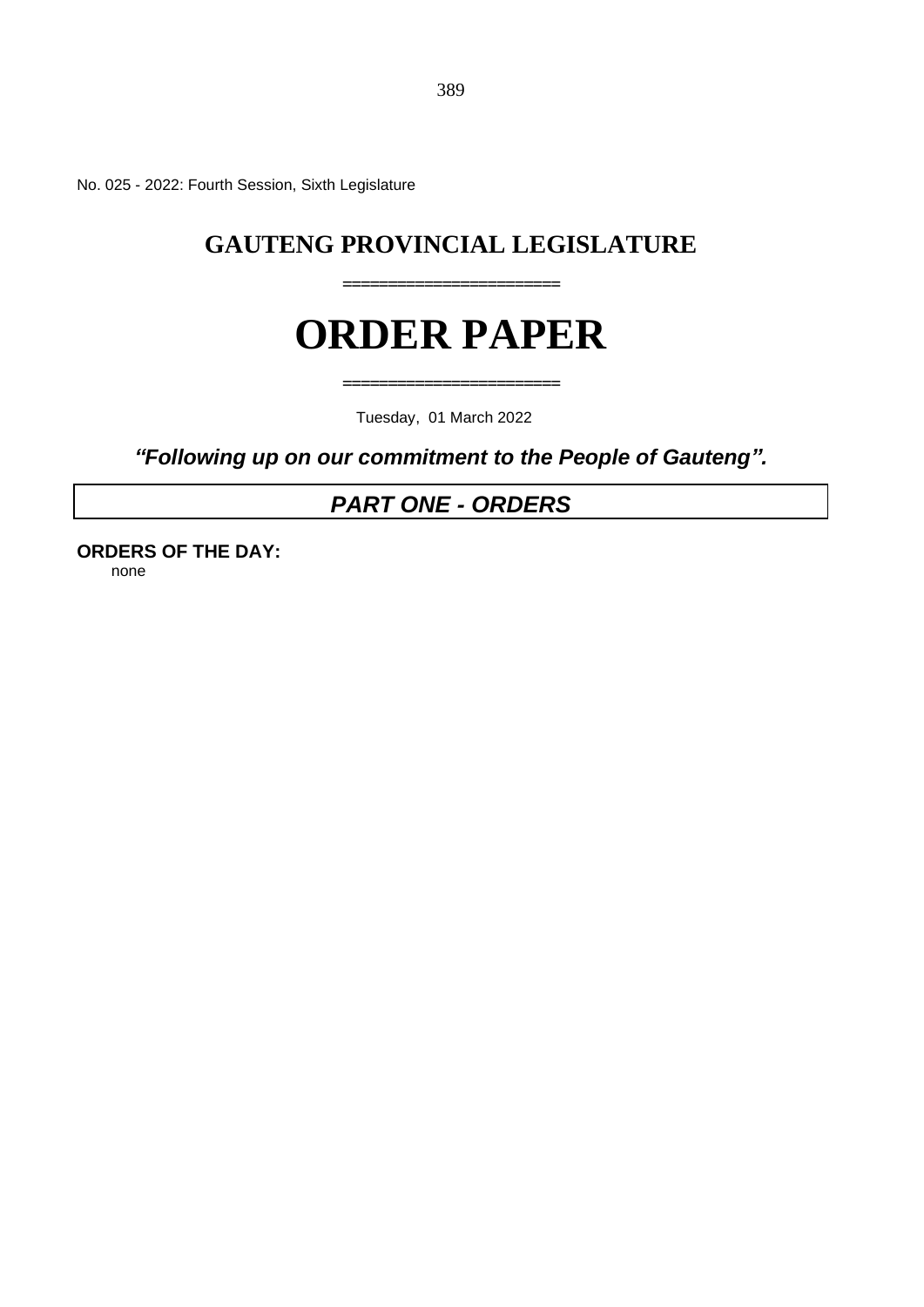No. 025 - 2022: Fourth Session, Sixth Legislature

# GAUTENG PROVINCIAL LEGISLATURE

=====================

# ORDER PAPER

=====================

Tuesday, 01 March 2022

***"Following up on our commitment to the People of Gauteng".***

## *PART ONE - ORDERS*

**ORDERS OF THE DAY:**

none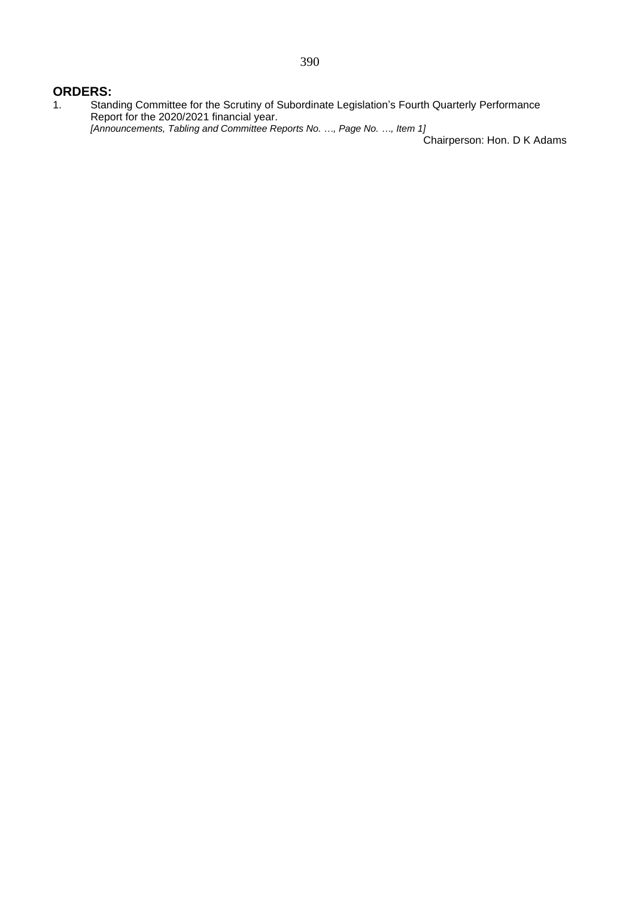**ORDERS:**

1. Standing Committee for the Scrutiny of Subordinate Legislation’s Fourth Quarterly Performance Report for the 2020/2021 financial year.
   *[Announcements, Tabling and Committee Reports No. …, Page No. …, Item 1]*

   Chairperson: Hon. D K Adams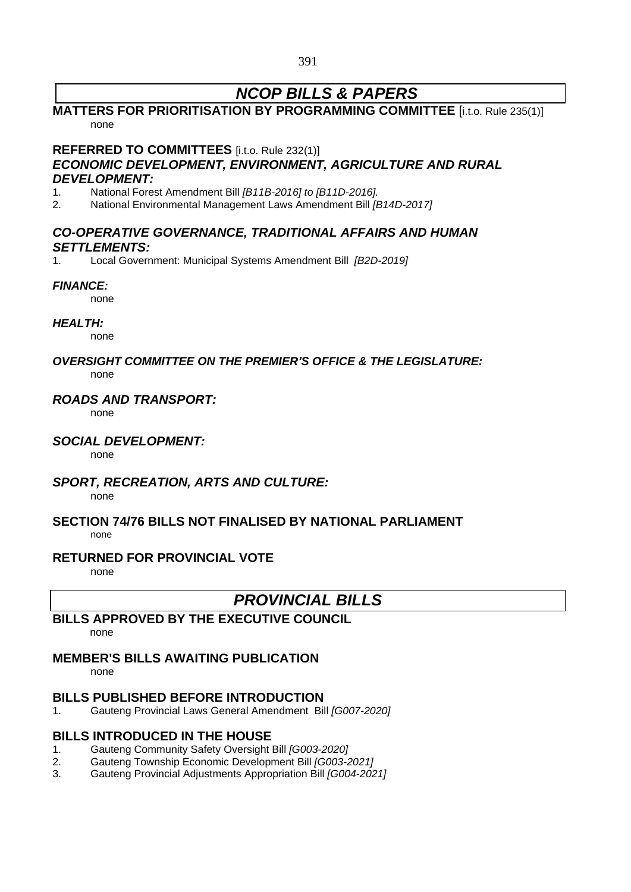# *NCOP BILLS & PAPERS*

**MATTERS FOR PRIORITISATION BY PROGRAMMING COMMITTEE** [i.t.o. Rule 235(1)]

none

**REFERRED TO COMMITTEES** [i.t.o. Rule 232(1)]

***ECONOMIC DEVELOPMENT, ENVIRONMENT, AGRICULTURE AND RURAL DEVELOPMENT:***

1. National Forest Amendment Bill *[B11B-2016] to [B11D-2016].*
2. National Environmental Management Laws Amendment Bill *[B14D-2017]*

***CO-OPERATIVE GOVERNANCE, TRADITIONAL AFFAIRS AND HUMAN SETTLEMENTS:***

1. Local Government: Municipal Systems Amendment Bill *[B2D-2019]*

***FINANCE:***

none

***HEALTH:***

none

***OVERSIGHT COMMITTEE ON THE PREMIER'S OFFICE & THE LEGISLATURE:***

none

***ROADS AND TRANSPORT:***

none

***SOCIAL DEVELOPMENT:***

none

***SPORT, RECREATION, ARTS AND CULTURE:***

none

**SECTION 74/76 BILLS NOT FINALISED BY NATIONAL PARLIAMENT**

none

**RETURNED FOR PROVINCIAL VOTE**

none

# *PROVINCIAL BILLS*

**BILLS APPROVED BY THE EXECUTIVE COUNCIL**

none

**MEMBER'S BILLS AWAITING PUBLICATION**

none

**BILLS PUBLISHED BEFORE INTRODUCTION**

1. Gauteng Provincial Laws General Amendment Bill *[G007-2020]*

**BILLS INTRODUCED IN THE HOUSE**

1. Gauteng Community Safety Oversight Bill *[G003-2020]*
2. Gauteng Township Economic Development Bill *[G003-2021]*
3. Gauteng Provincial Adjustments Appropriation Bill *[G004-2021]*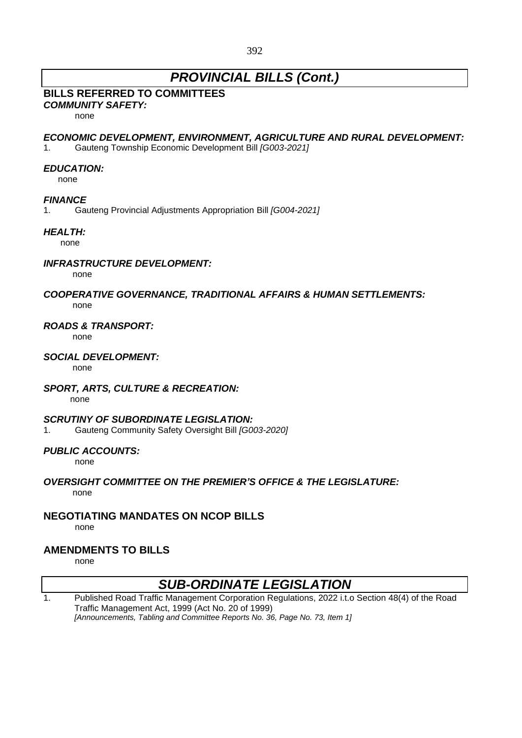# *PROVINCIAL BILLS (Cont.)*

## BILLS REFERRED TO COMMITTEES

### *COMMUNITY SAFETY:*

none

### *ECONOMIC DEVELOPMENT, ENVIRONMENT, AGRICULTURE AND RURAL DEVELOPMENT:*

1. Gauteng Township Economic Development Bill *[G003-2021]*

### *EDUCATION:*

none

### *FINANCE*

1. Gauteng Provincial Adjustments Appropriation Bill *[G004-2021]*

### *HEALTH:*

none

### *INFRASTRUCTURE DEVELOPMENT:*

none

### *COOPERATIVE GOVERNANCE, TRADITIONAL AFFAIRS & HUMAN SETTLEMENTS:*

none

### *ROADS & TRANSPORT:*

none

### *SOCIAL DEVELOPMENT:*

none

### *SPORT, ARTS, CULTURE & RECREATION:*

none

### *SCRUTINY OF SUBORDINATE LEGISLATION:*

1. Gauteng Community Safety Oversight Bill *[G003-2020]*

### *PUBLIC ACCOUNTS:*

none

### *OVERSIGHT COMMITTEE ON THE PREMIER'S OFFICE & THE LEGISLATURE:*

none

## NEGOTIATING MANDATES ON NCOP BILLS

none

## AMENDMENTS TO BILLS

none

# *SUB-ORDINATE LEGISLATION*

1. Published Road Traffic Management Corporation Regulations, 2022 i.t.o Section 48(4) of the Road Traffic Management Act, 1999 (Act No. 20 of 1999)
   *[Announcements, Tabling and Committee Reports No. 36, Page No. 73, Item 1]*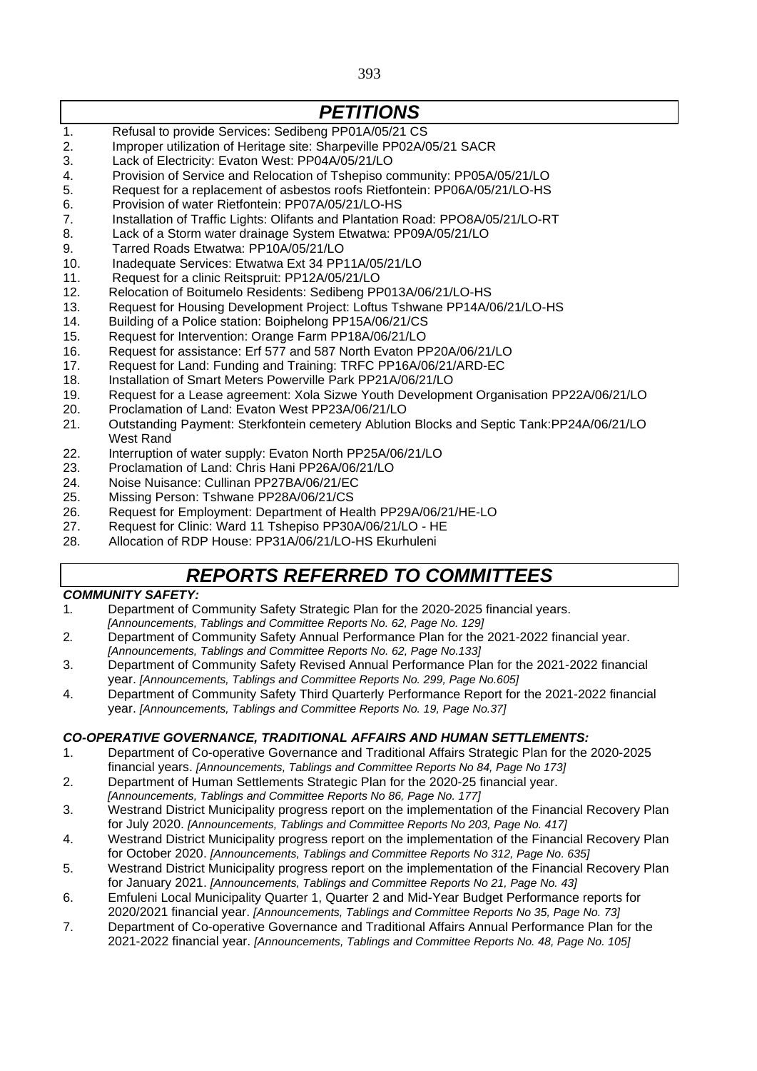# *PETITIONS*

1. Refusal to provide Services: Sedibeng PP01A/05/21 CS
2. Improper utilization of Heritage site: Sharpeville PP02A/05/21 SACR
3. Lack of Electricity: Evaton West: PP04A/05/21/LO
4. Provision of Service and Relocation of Tshepiso community: PP05A/05/21/LO
5. Request for a replacement of asbestos roofs Rietfontein: PP06A/05/21/LO-HS
6. Provision of water Rietfontein: PP07A/05/21/LO-HS
7. Installation of Traffic Lights: Olifants and Plantation Road: PPO8A/05/21/LO-RT
8. Lack of a Storm water drainage System Etwatwa: PP09A/05/21/LO
9. Tarred Roads Etwatwa: PP10A/05/21/LO
10. Inadequate Services: Etwatwa Ext 34 PP11A/05/21/LO
11. Request for a clinic Reitspruit: PP12A/05/21/LO
12. Relocation of Boitumelo Residents: Sedibeng PP013A/06/21/LO-HS
13. Request for Housing Development Project: Loftus Tshwane PP14A/06/21/LO-HS
14. Building of a Police station: Boiphelong PP15A/06/21/CS
15. Request for Intervention: Orange Farm PP18A/06/21/LO
16. Request for assistance: Erf 577 and 587 North Evaton PP20A/06/21/LO
17. Request for Land: Funding and Training: TRFC PP16A/06/21/ARD-EC
18. Installation of Smart Meters Powerville Park PP21A/06/21/LO
19. Request for a Lease agreement: Xola Sizwe Youth Development Organisation PP22A/06/21/LO
20. Proclamation of Land: Evaton West PP23A/06/21/LO
21. Outstanding Payment: Sterkfontein cemetery Ablution Blocks and Septic Tank:PP24A/06/21/LO West Rand
22. Interruption of water supply: Evaton North PP25A/06/21/LO
23. Proclamation of Land: Chris Hani PP26A/06/21/LO
24. Noise Nuisance: Cullinan PP27BA/06/21/EC
25. Missing Person: Tshwane PP28A/06/21/CS
26. Request for Employment: Department of Health PP29A/06/21/HE-LO
27. Request for Clinic: Ward 11 Tshepiso PP30A/06/21/LO - HE
28. Allocation of RDP House: PP31A/06/21/LO-HS Ekurhuleni

# *REPORTS REFERRED TO COMMITTEES*

***COMMUNITY SAFETY:***

1. Department of Community Safety Strategic Plan for the 2020-2025 financial years. *[Announcements, Tablings and Committee Reports No. 62, Page No. 129]*
2. Department of Community Safety Annual Performance Plan for the 2021-2022 financial year. *[Announcements, Tablings and Committee Reports No. 62, Page No.133]*
3. Department of Community Safety Revised Annual Performance Plan for the 2021-2022 financial year. *[Announcements, Tablings and Committee Reports No. 299, Page No.605]*
4. Department of Community Safety Third Quarterly Performance Report for the 2021-2022 financial year. *[Announcements, Tablings and Committee Reports No. 19, Page No.37]*

***CO-OPERATIVE GOVERNANCE, TRADITIONAL AFFAIRS AND HUMAN SETTLEMENTS:***

1. Department of Co-operative Governance and Traditional Affairs Strategic Plan for the 2020-2025 financial years. *[Announcements, Tablings and Committee Reports No 84, Page No 173]*
2. Department of Human Settlements Strategic Plan for the 2020-25 financial year. *[Announcements, Tablings and Committee Reports No 86, Page No. 177]*
3. Westrand District Municipality progress report on the implementation of the Financial Recovery Plan for July 2020. *[Announcements, Tablings and Committee Reports No 203, Page No. 417]*
4. Westrand District Municipality progress report on the implementation of the Financial Recovery Plan for October 2020. *[Announcements, Tablings and Committee Reports No 312, Page No. 635]*
5. Westrand District Municipality progress report on the implementation of the Financial Recovery Plan for January 2021. *[Announcements, Tablings and Committee Reports No 21, Page No. 43]*
6. Emfuleni Local Municipality Quarter 1, Quarter 2 and Mid-Year Budget Performance reports for 2020/2021 financial year. *[Announcements, Tablings and Committee Reports No 35, Page No. 73]*
7. Department of Co-operative Governance and Traditional Affairs Annual Performance Plan for the 2021-2022 financial year. *[Announcements, Tablings and Committee Reports No. 48, Page No. 105]*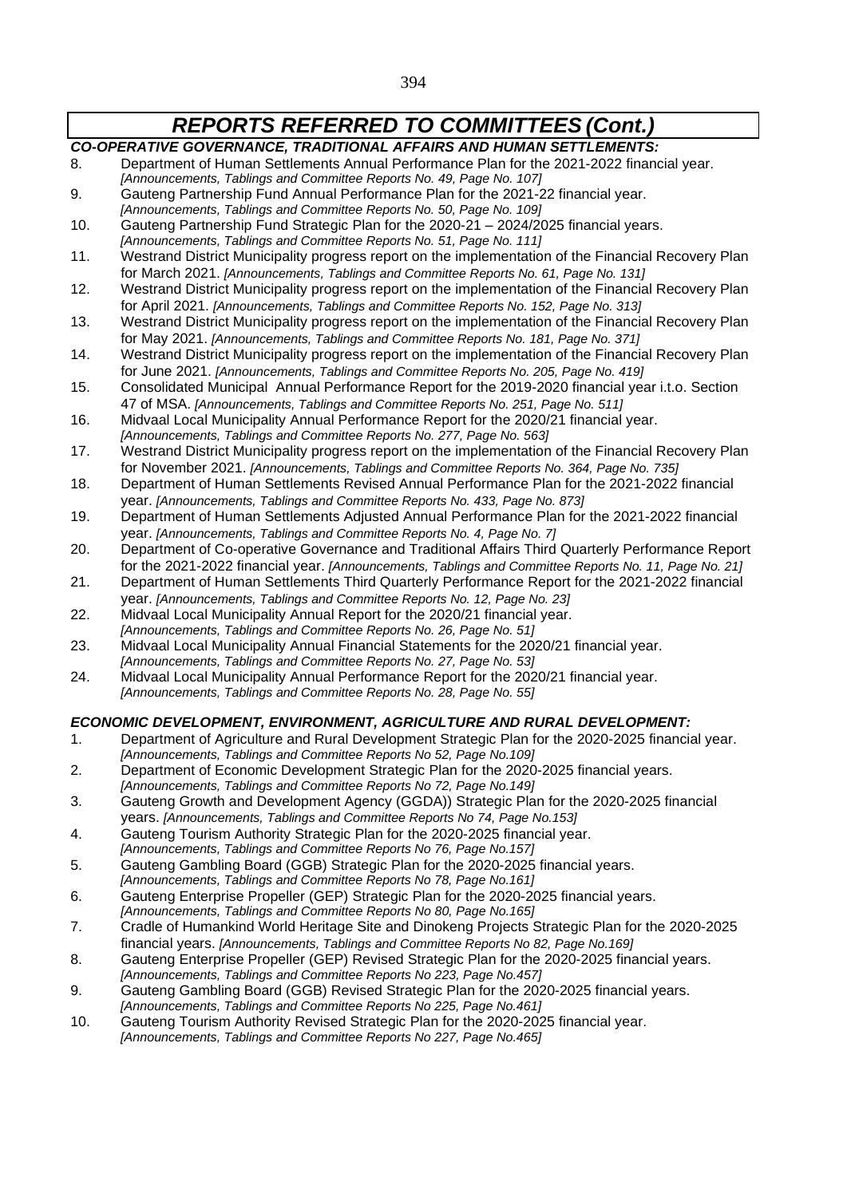## *REPORTS REFERRED TO COMMITTEES (Cont.)*

***CO-OPERATIVE GOVERNANCE, TRADITIONAL AFFAIRS AND HUMAN SETTLEMENTS:***

8. Department of Human Settlements Annual Performance Plan for the 2021-2022 financial year. *[Announcements, Tablings and Committee Reports No. 49, Page No. 107]*
9. Gauteng Partnership Fund Annual Performance Plan for the 2021-22 financial year. *[Announcements, Tablings and Committee Reports No. 50, Page No. 109]*
10. Gauteng Partnership Fund Strategic Plan for the 2020-21 – 2024/2025 financial years. *[Announcements, Tablings and Committee Reports No. 51, Page No. 111]*
11. Westrand District Municipality progress report on the implementation of the Financial Recovery Plan for March 2021. *[Announcements, Tablings and Committee Reports No. 61, Page No. 131]*
12. Westrand District Municipality progress report on the implementation of the Financial Recovery Plan for April 2021. *[Announcements, Tablings and Committee Reports No. 152, Page No. 313]*
13. Westrand District Municipality progress report on the implementation of the Financial Recovery Plan for May 2021. *[Announcements, Tablings and Committee Reports No. 181, Page No. 371]*
14. Westrand District Municipality progress report on the implementation of the Financial Recovery Plan for June 2021. *[Announcements, Tablings and Committee Reports No. 205, Page No. 419]*
15. Consolidated Municipal Annual Performance Report for the 2019-2020 financial year i.t.o. Section 47 of MSA. *[Announcements, Tablings and Committee Reports No. 251, Page No. 511]*
16. Midvaal Local Municipality Annual Performance Report for the 2020/21 financial year. *[Announcements, Tablings and Committee Reports No. 277, Page No. 563]*
17. Westrand District Municipality progress report on the implementation of the Financial Recovery Plan for November 2021. *[Announcements, Tablings and Committee Reports No. 364, Page No. 735]*
18. Department of Human Settlements Revised Annual Performance Plan for the 2021-2022 financial year. *[Announcements, Tablings and Committee Reports No. 433, Page No. 873]*
19. Department of Human Settlements Adjusted Annual Performance Plan for the 2021-2022 financial year. *[Announcements, Tablings and Committee Reports No. 4, Page No. 7]*
20. Department of Co-operative Governance and Traditional Affairs Third Quarterly Performance Report for the 2021-2022 financial year. *[Announcements, Tablings and Committee Reports No. 11, Page No. 21]*
21. Department of Human Settlements Third Quarterly Performance Report for the 2021-2022 financial year. *[Announcements, Tablings and Committee Reports No. 12, Page No. 23]*
22. Midvaal Local Municipality Annual Report for the 2020/21 financial year. *[Announcements, Tablings and Committee Reports No. 26, Page No. 51]*
23. Midvaal Local Municipality Annual Financial Statements for the 2020/21 financial year. *[Announcements, Tablings and Committee Reports No. 27, Page No. 53]*
24. Midvaal Local Municipality Annual Performance Report for the 2020/21 financial year. *[Announcements, Tablings and Committee Reports No. 28, Page No. 55]*

***ECONOMIC DEVELOPMENT, ENVIRONMENT, AGRICULTURE AND RURAL DEVELOPMENT:***

1. Department of Agriculture and Rural Development Strategic Plan for the 2020-2025 financial year. *[Announcements, Tablings and Committee Reports No 52, Page No.109]*
2. Department of Economic Development Strategic Plan for the 2020-2025 financial years. *[Announcements, Tablings and Committee Reports No 72, Page No.149]*
3. Gauteng Growth and Development Agency (GGDA)) Strategic Plan for the 2020-2025 financial years. *[Announcements, Tablings and Committee Reports No 74, Page No.153]*
4. Gauteng Tourism Authority Strategic Plan for the 2020-2025 financial year. *[Announcements, Tablings and Committee Reports No 76, Page No.157]*
5. Gauteng Gambling Board (GGB) Strategic Plan for the 2020-2025 financial years. *[Announcements, Tablings and Committee Reports No 78, Page No.161]*
6. Gauteng Enterprise Propeller (GEP) Strategic Plan for the 2020-2025 financial years. *[Announcements, Tablings and Committee Reports No 80, Page No.165]*
7. Cradle of Humankind World Heritage Site and Dinokeng Projects Strategic Plan for the 2020-2025 financial years. *[Announcements, Tablings and Committee Reports No 82, Page No.169]*
8. Gauteng Enterprise Propeller (GEP) Revised Strategic Plan for the 2020-2025 financial years. *[Announcements, Tablings and Committee Reports No 223, Page No.457]*
9. Gauteng Gambling Board (GGB) Revised Strategic Plan for the 2020-2025 financial years. *[Announcements, Tablings and Committee Reports No 225, Page No.461]*
10. Gauteng Tourism Authority Revised Strategic Plan for the 2020-2025 financial year. *[Announcements, Tablings and Committee Reports No 227, Page No.465]*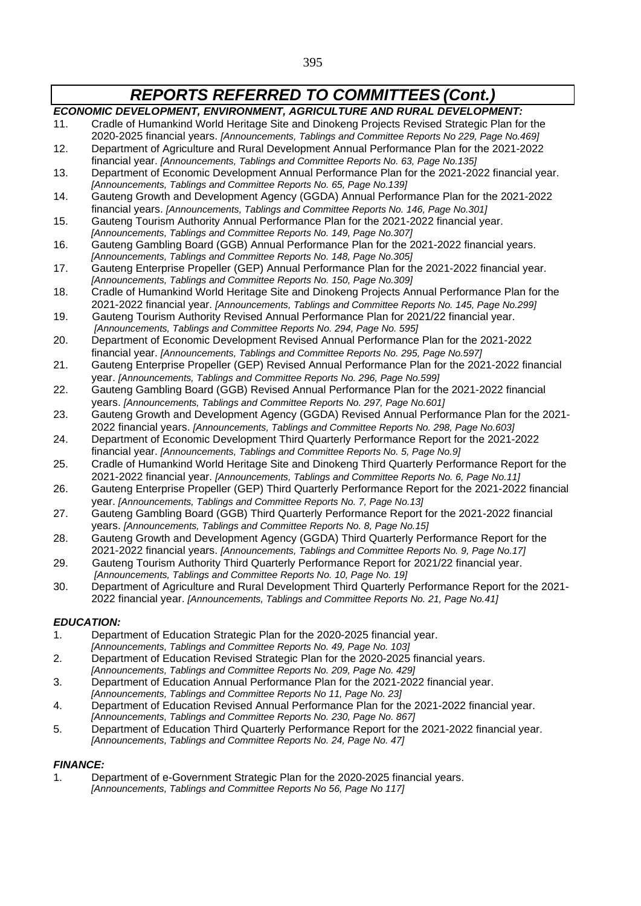## *REPORTS REFERRED TO COMMITTEES (Cont.)*

***ECONOMIC DEVELOPMENT, ENVIRONMENT, AGRICULTURE AND RURAL DEVELOPMENT:***

11. Cradle of Humankind World Heritage Site and Dinokeng Projects Revised Strategic Plan for the 2020-2025 financial years. *[Announcements, Tablings and Committee Reports No 229, Page No.469]*
12. Department of Agriculture and Rural Development Annual Performance Plan for the 2021-2022 financial year. *[Announcements, Tablings and Committee Reports No. 63, Page No.135]*
13. Department of Economic Development Annual Performance Plan for the 2021-2022 financial year. *[Announcements, Tablings and Committee Reports No. 65, Page No.139]*
14. Gauteng Growth and Development Agency (GGDA) Annual Performance Plan for the 2021-2022 financial years. *[Announcements, Tablings and Committee Reports No. 146, Page No.301]*
15. Gauteng Tourism Authority Annual Performance Plan for the 2021-2022 financial year. *[Announcements, Tablings and Committee Reports No. 149, Page No.307]*
16. Gauteng Gambling Board (GGB) Annual Performance Plan for the 2021-2022 financial years. *[Announcements, Tablings and Committee Reports No. 148, Page No.305]*
17. Gauteng Enterprise Propeller (GEP) Annual Performance Plan for the 2021-2022 financial year. *[Announcements, Tablings and Committee Reports No. 150, Page No.309]*
18. Cradle of Humankind World Heritage Site and Dinokeng Projects Annual Performance Plan for the 2021-2022 financial year. *[Announcements, Tablings and Committee Reports No. 145, Page No.299]*
19. Gauteng Tourism Authority Revised Annual Performance Plan for 2021/22 financial year. *[Announcements, Tablings and Committee Reports No. 294, Page No. 595]*
20. Department of Economic Development Revised Annual Performance Plan for the 2021-2022 financial year. *[Announcements, Tablings and Committee Reports No. 295, Page No.597]*
21. Gauteng Enterprise Propeller (GEP) Revised Annual Performance Plan for the 2021-2022 financial year. *[Announcements, Tablings and Committee Reports No. 296, Page No.599]*
22. Gauteng Gambling Board (GGB) Revised Annual Performance Plan for the 2021-2022 financial years. *[Announcements, Tablings and Committee Reports No. 297, Page No.601]*
23. Gauteng Growth and Development Agency (GGDA) Revised Annual Performance Plan for the 2021-2022 financial years. *[Announcements, Tablings and Committee Reports No. 298, Page No.603]*
24. Department of Economic Development Third Quarterly Performance Report for the 2021-2022 financial year. *[Announcements, Tablings and Committee Reports No. 5, Page No.9]*
25. Cradle of Humankind World Heritage Site and Dinokeng Third Quarterly Performance Report for the 2021-2022 financial year. *[Announcements, Tablings and Committee Reports No. 6, Page No.11]*
26. Gauteng Enterprise Propeller (GEP) Third Quarterly Performance Report for the 2021-2022 financial year. *[Announcements, Tablings and Committee Reports No. 7, Page No.13]*
27. Gauteng Gambling Board (GGB) Third Quarterly Performance Report for the 2021-2022 financial years. *[Announcements, Tablings and Committee Reports No. 8, Page No.15]*
28. Gauteng Growth and Development Agency (GGDA) Third Quarterly Performance Report for the 2021-2022 financial years. *[Announcements, Tablings and Committee Reports No. 9, Page No.17]*
29. Gauteng Tourism Authority Third Quarterly Performance Report for 2021/22 financial year. *[Announcements, Tablings and Committee Reports No. 10, Page No. 19]*
30. Department of Agriculture and Rural Development Third Quarterly Performance Report for the 2021-2022 financial year. *[Announcements, Tablings and Committee Reports No. 21, Page No.41]*

***EDUCATION:***

1. Department of Education Strategic Plan for the 2020-2025 financial year. *[Announcements, Tablings and Committee Reports No. 49, Page No. 103]*
2. Department of Education Revised Strategic Plan for the 2020-2025 financial years. *[Announcements, Tablings and Committee Reports No. 209, Page No. 429]*
3. Department of Education Annual Performance Plan for the 2021-2022 financial year. *[Announcements, Tablings and Committee Reports No 11, Page No. 23]*
4. Department of Education Revised Annual Performance Plan for the 2021-2022 financial year. *[Announcements, Tablings and Committee Reports No. 230, Page No. 867]*
5. Department of Education Third Quarterly Performance Report for the 2021-2022 financial year. *[Announcements, Tablings and Committee Reports No. 24, Page No. 47]*

***FINANCE:***

1. Department of e-Government Strategic Plan for the 2020-2025 financial years. *[Announcements, Tablings and Committee Reports No 56, Page No 117]*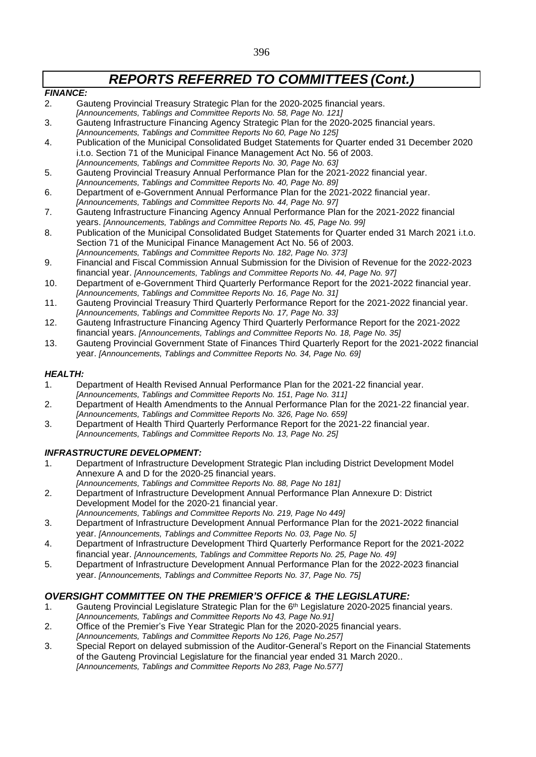# *REPORTS REFERRED TO COMMITTEES (Cont.)*

***FINANCE:***

2. Gauteng Provincial Treasury Strategic Plan for the 2020-2025 financial years.
   *[Announcements, Tablings and Committee Reports No. 58, Page No. 121]*
3. Gauteng Infrastructure Financing Agency Strategic Plan for the 2020-2025 financial years.
   *[Announcements, Tablings and Committee Reports No 60, Page No 125]*
4. Publication of the Municipal Consolidated Budget Statements for Quarter ended 31 December 2020 i.t.o. Section 71 of the Municipal Finance Management Act No. 56 of 2003.
   *[Announcements, Tablings and Committee Reports No. 30, Page No. 63]*
5. Gauteng Provincial Treasury Annual Performance Plan for the 2021-2022 financial year.
   *[Announcements, Tablings and Committee Reports No. 40, Page No. 89]*
6. Department of e-Government Annual Performance Plan for the 2021-2022 financial year.
   *[Announcements, Tablings and Committee Reports No. 44, Page No. 97]*
7. Gauteng Infrastructure Financing Agency Annual Performance Plan for the 2021-2022 financial years. *[Announcements, Tablings and Committee Reports No. 45, Page No. 99]*
8. Publication of the Municipal Consolidated Budget Statements for Quarter ended 31 March 2021 i.t.o. Section 71 of the Municipal Finance Management Act No. 56 of 2003.
   *[Announcements, Tablings and Committee Reports No. 182, Page No. 373]*
9. Financial and Fiscal Commission Annual Submission for the Division of Revenue for the 2022-2023 financial year. *[Announcements, Tablings and Committee Reports No. 44, Page No. 97]*
10. Department of e-Government Third Quarterly Performance Report for the 2021-2022 financial year.
    *[Announcements, Tablings and Committee Reports No. 16, Page No. 31]*
11. Gauteng Provincial Treasury Third Quarterly Performance Report for the 2021-2022 financial year.
    *[Announcements, Tablings and Committee Reports No. 17, Page No. 33]*
12. Gauteng Infrastructure Financing Agency Third Quarterly Performance Report for the 2021-2022 financial years. *[Announcements, Tablings and Committee Reports No. 18, Page No. 35]*
13. Gauteng Provincial Government State of Finances Third Quarterly Report for the 2021-2022 financial year. *[Announcements, Tablings and Committee Reports No. 34, Page No. 69]*

***HEALTH:***

1. Department of Health Revised Annual Performance Plan for the 2021-22 financial year.
   *[Announcements, Tablings and Committee Reports No. 151, Page No. 311]*
2. Department of Health Amendments to the Annual Performance Plan for the 2021-22 financial year.
   *[Announcements, Tablings and Committee Reports No. 326, Page No. 659]*
3. Department of Health Third Quarterly Performance Report for the 2021-22 financial year.
   *[Announcements, Tablings and Committee Reports No. 13, Page No. 25]*

***INFRASTRUCTURE DEVELOPMENT:***

1. Department of Infrastructure Development Strategic Plan including District Development Model Annexure A and D for the 2020-25 financial years.
   *[Announcements, Tablings and Committee Reports No. 88, Page No 181]*
2. Department of Infrastructure Development Annual Performance Plan Annexure D: District Development Model for the 2020-21 financial year.
   *[Announcements, Tablings and Committee Reports No. 219, Page No 449]*
3. Department of Infrastructure Development Annual Performance Plan for the 2021-2022 financial year. *[Announcements, Tablings and Committee Reports No. 03, Page No. 5]*
4. Department of Infrastructure Development Third Quarterly Performance Report for the 2021-2022 financial year. *[Announcements, Tablings and Committee Reports No. 25, Page No. 49]*
5. Department of Infrastructure Development Annual Performance Plan for the 2022-2023 financial year. *[Announcements, Tablings and Committee Reports No. 37, Page No. 75]*

## *OVERSIGHT COMMITTEE ON THE PREMIER'S OFFICE & THE LEGISLATURE:*

1. Gauteng Provincial Legislature Strategic Plan for the 6th Legislature 2020-2025 financial years.
   *[Announcements, Tablings and Committee Reports No 43, Page No.91]*
2. Office of the Premier's Five Year Strategic Plan for the 2020-2025 financial years.
   *[Announcements, Tablings and Committee Reports No 126, Page No.257]*
3. Special Report on delayed submission of the Auditor-General's Report on the Financial Statements of the Gauteng Provincial Legislature for the financial year ended 31 March 2020..
   *[Announcements, Tablings and Committee Reports No 283, Page No.577]*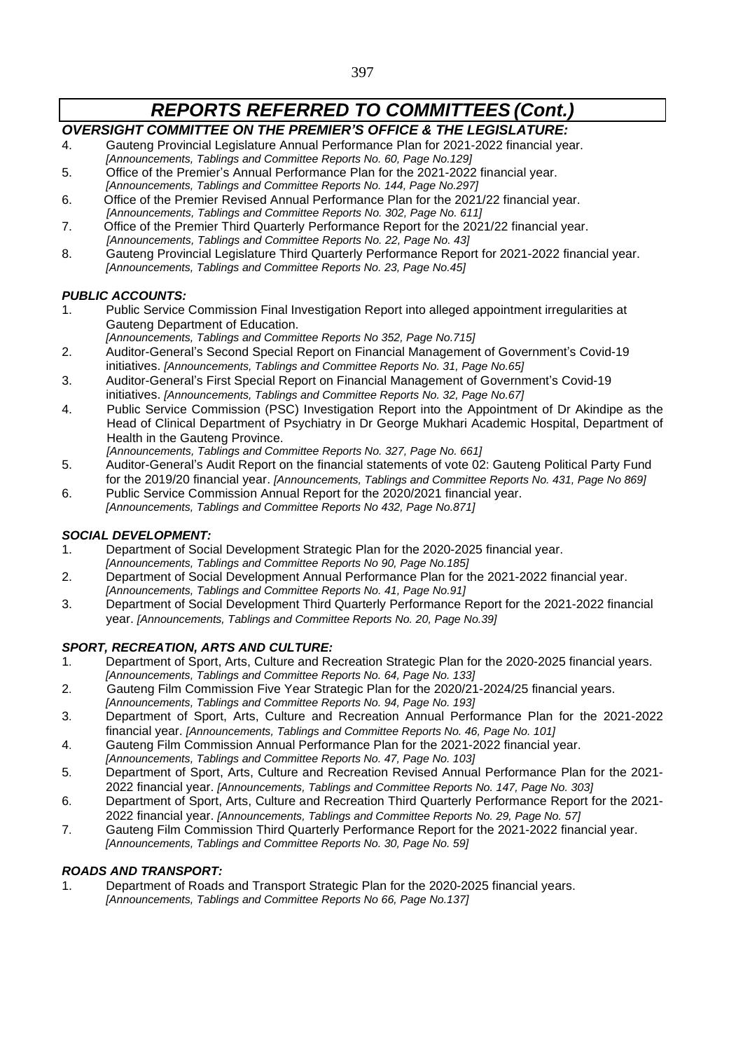# *REPORTS REFERRED TO COMMITTEES (Cont.)*

### *OVERSIGHT COMMITTEE ON THE PREMIER'S OFFICE & THE LEGISLATURE:*

4. Gauteng Provincial Legislature Annual Performance Plan for 2021-2022 financial year.
   *[Announcements, Tablings and Committee Reports No. 60, Page No.129]*
5. Office of the Premier's Annual Performance Plan for the 2021-2022 financial year.
   *[Announcements, Tablings and Committee Reports No. 144, Page No.297]*
6. Office of the Premier Revised Annual Performance Plan for the 2021/22 financial year.
   *[Announcements, Tablings and Committee Reports No. 302, Page No. 611]*
7. Office of the Premier Third Quarterly Performance Report for the 2021/22 financial year.
   *[Announcements, Tablings and Committee Reports No. 22, Page No. 43]*
8. Gauteng Provincial Legislature Third Quarterly Performance Report for 2021-2022 financial year.
   *[Announcements, Tablings and Committee Reports No. 23, Page No.45]*

### *PUBLIC ACCOUNTS:*

1. Public Service Commission Final Investigation Report into alleged appointment irregularities at Gauteng Department of Education.
   *[Announcements, Tablings and Committee Reports No 352, Page No.715]*
2. Auditor-General's Second Special Report on Financial Management of Government's Covid-19 initiatives. *[Announcements, Tablings and Committee Reports No. 31, Page No.65]*
3. Auditor-General's First Special Report on Financial Management of Government's Covid-19 initiatives. *[Announcements, Tablings and Committee Reports No. 32, Page No.67]*
4. Public Service Commission (PSC) Investigation Report into the Appointment of Dr Akindipe as the Head of Clinical Department of Psychiatry in Dr George Mukhari Academic Hospital, Department of Health in the Gauteng Province.
   *[Announcements, Tablings and Committee Reports No. 327, Page No. 661]*
5. Auditor-General's Audit Report on the financial statements of vote 02: Gauteng Political Party Fund for the 2019/20 financial year. *[Announcements, Tablings and Committee Reports No. 431, Page No 869]*
6. Public Service Commission Annual Report for the 2020/2021 financial year.
   *[Announcements, Tablings and Committee Reports No 432, Page No.871]*

### *SOCIAL DEVELOPMENT:*

1. Department of Social Development Strategic Plan for the 2020-2025 financial year.
   *[Announcements, Tablings and Committee Reports No 90, Page No.185]*
2. Department of Social Development Annual Performance Plan for the 2021-2022 financial year.
   *[Announcements, Tablings and Committee Reports No. 41, Page No.91]*
3. Department of Social Development Third Quarterly Performance Report for the 2021-2022 financial year. *[Announcements, Tablings and Committee Reports No. 20, Page No.39]*

### *SPORT, RECREATION, ARTS AND CULTURE:*

1. Department of Sport, Arts, Culture and Recreation Strategic Plan for the 2020-2025 financial years.
   *[Announcements, Tablings and Committee Reports No. 64, Page No. 133]*
2. Gauteng Film Commission Five Year Strategic Plan for the 2020/21-2024/25 financial years.
   *[Announcements, Tablings and Committee Reports No. 94, Page No. 193]*
3. Department of Sport, Arts, Culture and Recreation Annual Performance Plan for the 2021-2022 financial year. *[Announcements, Tablings and Committee Reports No. 46, Page No. 101]*
4. Gauteng Film Commission Annual Performance Plan for the 2021-2022 financial year.
   *[Announcements, Tablings and Committee Reports No. 47, Page No. 103]*
5. Department of Sport, Arts, Culture and Recreation Revised Annual Performance Plan for the 2021-2022 financial year. *[Announcements, Tablings and Committee Reports No. 147, Page No. 303]*
6. Department of Sport, Arts, Culture and Recreation Third Quarterly Performance Report for the 2021-2022 financial year. *[Announcements, Tablings and Committee Reports No. 29, Page No. 57]*
7. Gauteng Film Commission Third Quarterly Performance Report for the 2021-2022 financial year.
   *[Announcements, Tablings and Committee Reports No. 30, Page No. 59]*

### *ROADS AND TRANSPORT:*

1. Department of Roads and Transport Strategic Plan for the 2020-2025 financial years.
   *[Announcements, Tablings and Committee Reports No 66, Page No.137]*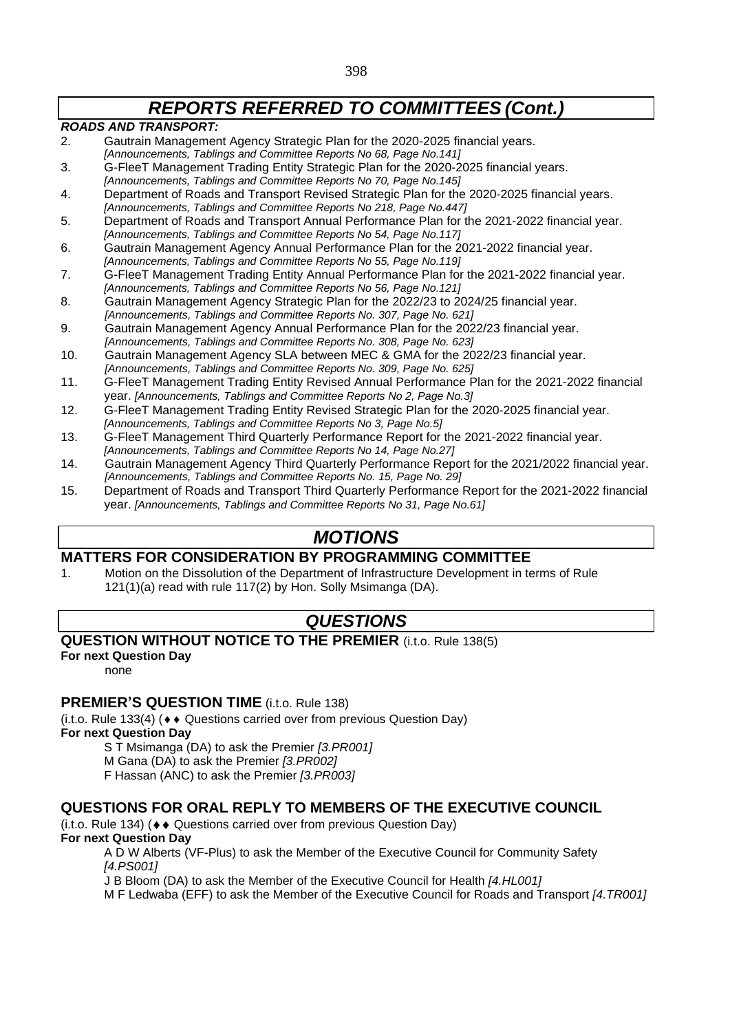# *REPORTS REFERRED TO COMMITTEES (Cont.)*

***ROADS AND TRANSPORT:***

2. Gautrain Management Agency Strategic Plan for the 2020-2025 financial years.
   *[Announcements, Tablings and Committee Reports No 68, Page No.141]*
3. G-FleeT Management Trading Entity Strategic Plan for the 2020-2025 financial years.
   *[Announcements, Tablings and Committee Reports No 70, Page No.145]*
4. Department of Roads and Transport Revised Strategic Plan for the 2020-2025 financial years.
   *[Announcements, Tablings and Committee Reports No 218, Page No.447]*
5. Department of Roads and Transport Annual Performance Plan for the 2021-2022 financial year.
   *[Announcements, Tablings and Committee Reports No 54, Page No.117]*
6. Gautrain Management Agency Annual Performance Plan for the 2021-2022 financial year.
   *[Announcements, Tablings and Committee Reports No 55, Page No.119]*
7. G-FleeT Management Trading Entity Annual Performance Plan for the 2021-2022 financial year.
   *[Announcements, Tablings and Committee Reports No 56, Page No.121]*
8. Gautrain Management Agency Strategic Plan for the 2022/23 to 2024/25 financial year.
   *[Announcements, Tablings and Committee Reports No. 307, Page No. 621]*
9. Gautrain Management Agency Annual Performance Plan for the 2022/23 financial year.
   *[Announcements, Tablings and Committee Reports No. 308, Page No. 623]*
10. Gautrain Management Agency SLA between MEC & GMA for the 2022/23 financial year.
    *[Announcements, Tablings and Committee Reports No. 309, Page No. 625]*
11. G-FleeT Management Trading Entity Revised Annual Performance Plan for the 2021-2022 financial year. *[Announcements, Tablings and Committee Reports No 2, Page No.3]*
12. G-FleeT Management Trading Entity Revised Strategic Plan for the 2020-2025 financial year.
    *[Announcements, Tablings and Committee Reports No 3, Page No.5]*
13. G-FleeT Management Third Quarterly Performance Report for the 2021-2022 financial year.
    *[Announcements, Tablings and Committee Reports No 14, Page No.27]*
14. Gautrain Management Agency Third Quarterly Performance Report for the 2021/2022 financial year.
    *[Announcements, Tablings and Committee Reports No. 15, Page No. 29]*
15. Department of Roads and Transport Third Quarterly Performance Report for the 2021-2022 financial year. *[Announcements, Tablings and Committee Reports No 31, Page No.61]*

# *MOTIONS*

## MATTERS FOR CONSIDERATION BY PROGRAMMING COMMITTEE

1. Motion on the Dissolution of the Department of Infrastructure Development in terms of Rule 121(1)(a) read with rule 117(2) by Hon. Solly Msimanga (DA).

# *QUESTIONS*

## QUESTION WITHOUT NOTICE TO THE PREMIER (i.t.o. Rule 138(5)

**For next Question Day**

none

## PREMIER'S QUESTION TIME (i.t.o. Rule 138)

(i.t.o. Rule 133(4) (♦♦ Questions carried over from previous Question Day)

**For next Question Day**

S T Msimanga (DA) to ask the Premier *[3.PR001]*

M Gana (DA) to ask the Premier *[3.PR002]*

F Hassan (ANC) to ask the Premier *[3.PR003]*

## QUESTIONS FOR ORAL REPLY TO MEMBERS OF THE EXECUTIVE COUNCIL

(i.t.o. Rule 134) (♦♦ Questions carried over from previous Question Day)

**For next Question Day**

A D W Alberts (VF-Plus) to ask the Member of the Executive Council for Community Safety *[4.PS001]*

J B Bloom (DA) to ask the Member of the Executive Council for Health *[4.HL001]*

M F Ledwaba (EFF) to ask the Member of the Executive Council for Roads and Transport *[4.TR001]*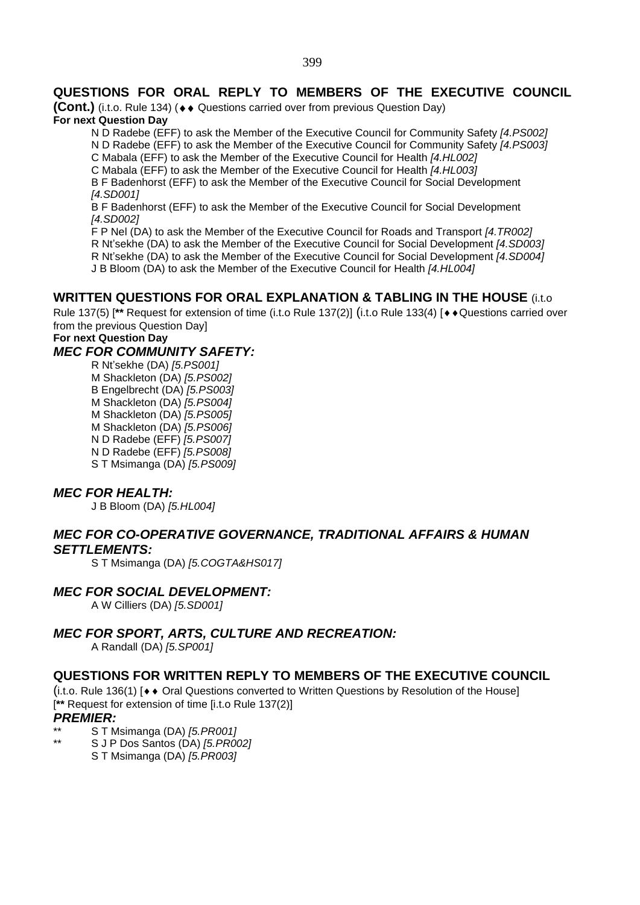## QUESTIONS FOR ORAL REPLY TO MEMBERS OF THE EXECUTIVE COUNCIL (Cont.)

(i.t.o. Rule 134) (♦♦ Questions carried over from previous Question Day)

**For next Question Day**

N D Radebe (EFF) to ask the Member of the Executive Council for Community Safety *[4.PS002]*
N D Radebe (EFF) to ask the Member of the Executive Council for Community Safety *[4.PS003]*
C Mabala (EFF) to ask the Member of the Executive Council for Health *[4.HL002]*
C Mabala (EFF) to ask the Member of the Executive Council for Health *[4.HL003]*
B F Badenhorst (EFF) to ask the Member of the Executive Council for Social Development *[4.SD001]*
B F Badenhorst (EFF) to ask the Member of the Executive Council for Social Development *[4.SD002]*
F P Nel (DA) to ask the Member of the Executive Council for Roads and Transport *[4.TR002]*
R Nt'sekhe (DA) to ask the Member of the Executive Council for Social Development *[4.SD003]*
R Nt'sekhe (DA) to ask the Member of the Executive Council for Social Development *[4.SD004]*
J B Bloom (DA) to ask the Member of the Executive Council for Health *[4.HL004]*

## WRITTEN QUESTIONS FOR ORAL EXPLANATION & TABLING IN THE HOUSE

(i.t.o Rule 137(5) [** Request for extension of time (i.t.o Rule 137(2)] (i.t.o Rule 133(4) [♦♦Questions carried over from the previous Question Day]

**For next Question Day**

### *MEC FOR COMMUNITY SAFETY:*

R Nt'sekhe (DA) *[5.PS001]*
M Shackleton (DA) *[5.PS002]*
B Engelbrecht (DA) *[5.PS003]*
M Shackleton (DA) *[5.PS004]*
M Shackleton (DA) *[5.PS005]*
M Shackleton (DA) *[5.PS006]*
N D Radebe (EFF) *[5.PS007]*
N D Radebe (EFF) *[5.PS008]*
S T Msimanga (DA) *[5.PS009]*

### *MEC FOR HEALTH:*

J B Bloom (DA) *[5.HL004]*

### *MEC FOR CO-OPERATIVE GOVERNANCE, TRADITIONAL AFFAIRS & HUMAN SETTLEMENTS:*

S T Msimanga (DA) *[5.COGTA&HS017]*

### *MEC FOR SOCIAL DEVELOPMENT:*

A W Cilliers (DA) *[5.SD001]*

### *MEC FOR SPORT, ARTS, CULTURE AND RECREATION:*

A Randall (DA) *[5.SP001]*

## QUESTIONS FOR WRITTEN REPLY TO MEMBERS OF THE EXECUTIVE COUNCIL

(i.t.o. Rule 136(1) [♦♦ Oral Questions converted to Written Questions by Resolution of the House]
[** Request for extension of time [i.t.o Rule 137(2)]

### *PREMIER:*

** S T Msimanga (DA) *[5.PR001]*
** S J P Dos Santos (DA) *[5.PR002]*
S T Msimanga (DA) *[5.PR003]*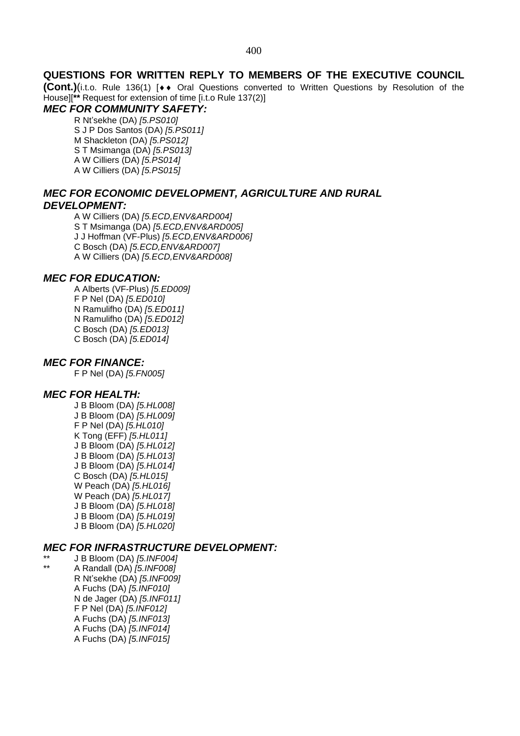## QUESTIONS FOR WRITTEN REPLY TO MEMBERS OF THE EXECUTIVE COUNCIL (Cont.)

(i.t.o. Rule 136(1) [♦♦ Oral Questions converted to Written Questions by Resolution of the House][** Request for extension of time [i.t.o Rule 137(2)]

### *MEC FOR COMMUNITY SAFETY:*

R Nt'sekhe (DA) *[5.PS010]*
S J P Dos Santos (DA) *[5.PS011]*
M Shackleton (DA) *[5.PS012]*
S T Msimanga (DA) *[5.PS013]*
A W Cilliers (DA) *[5.PS014]*
A W Cilliers (DA) *[5.PS015]*

### *MEC FOR ECONOMIC DEVELOPMENT, AGRICULTURE AND RURAL DEVELOPMENT:*

A W Cilliers (DA) *[5.ECD,ENV&ARD004]*
S T Msimanga (DA) *[5.ECD,ENV&ARD005]*
J J Hoffman (VF-Plus) *[5.ECD,ENV&ARD006]*
C Bosch (DA) *[5.ECD,ENV&ARD007]*
A W Cilliers (DA) *[5.ECD,ENV&ARD008]*

### *MEC FOR EDUCATION:*

A Alberts (VF-Plus) *[5.ED009]*
F P Nel (DA) *[5.ED010]*
N Ramulifho (DA) *[5.ED011]*
N Ramulifho (DA) *[5.ED012]*
C Bosch (DA) *[5.ED013]*
C Bosch (DA) *[5.ED014]*

### *MEC FOR FINANCE:*

F P Nel (DA) *[5.FN005]*

### *MEC FOR HEALTH:*

J B Bloom (DA) *[5.HL008]*
J B Bloom (DA) *[5.HL009]*
F P Nel (DA) *[5.HL010]*
K Tong (EFF) *[5.HL011]*
J B Bloom (DA) *[5.HL012]*
J B Bloom (DA) *[5.HL013]*
J B Bloom (DA) *[5.HL014]*
C Bosch (DA) *[5.HL015]*
W Peach (DA) *[5.HL016]*
W Peach (DA) *[5.HL017]*
J B Bloom (DA) *[5.HL018]*
J B Bloom (DA) *[5.HL019]*
J B Bloom (DA) *[5.HL020]*

### *MEC FOR INFRASTRUCTURE DEVELOPMENT:*

** J B Bloom (DA) *[5.INF004]*
** A Randall (DA) *[5.INF008]*
R Nt'sekhe (DA) *[5.INF009]*
A Fuchs (DA) *[5.INF010]*
N de Jager (DA) *[5.INF011]*
F P Nel (DA) *[5.INF012]*
A Fuchs (DA) *[5.INF013]*
A Fuchs (DA) *[5.INF014]*
A Fuchs (DA) *[5.INF015]*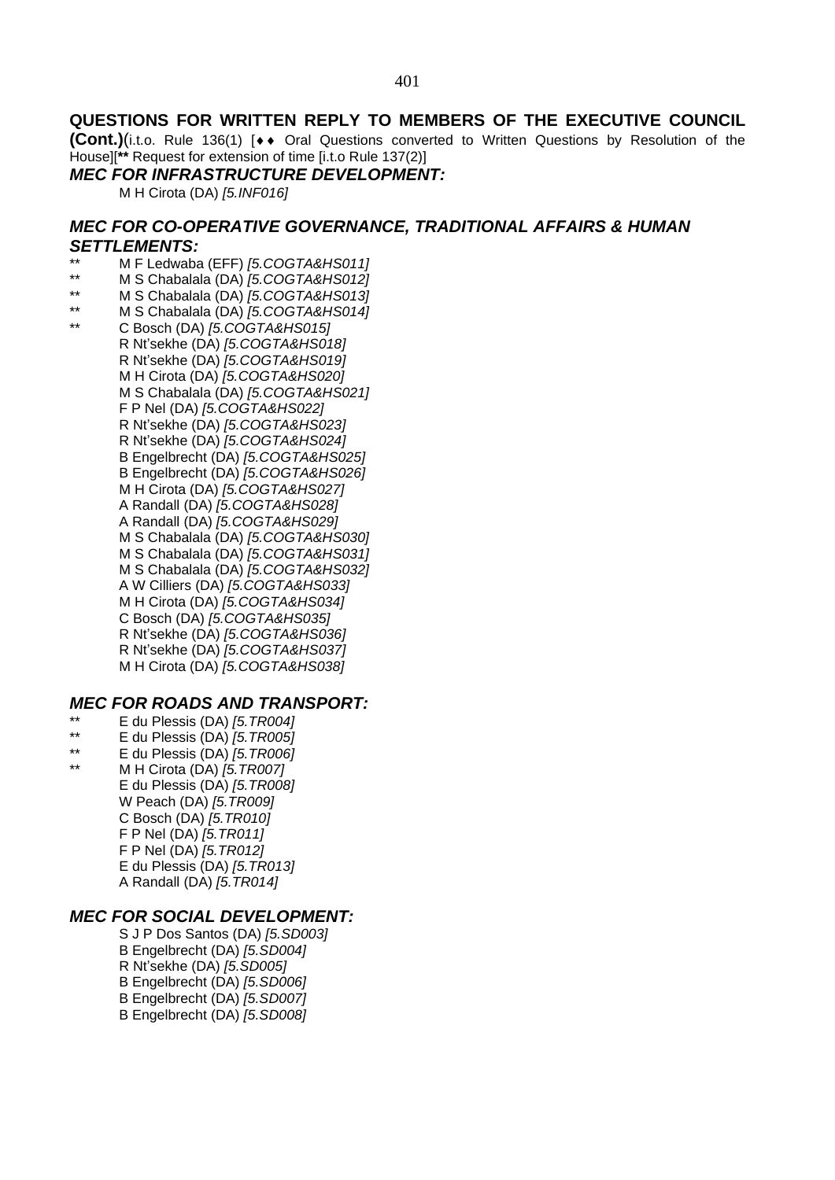## QUESTIONS FOR WRITTEN REPLY TO MEMBERS OF THE EXECUTIVE COUNCIL (Cont.)

(i.t.o. Rule 136(1) [♦♦ Oral Questions converted to Written Questions by Resolution of the House][**** Request for extension of time [i.t.o Rule 137(2)]

### *MEC FOR INFRASTRUCTURE DEVELOPMENT:*

M H Cirota (DA) *[5.INF016]*

### *MEC FOR CO-OPERATIVE GOVERNANCE, TRADITIONAL AFFAIRS & HUMAN SETTLEMENTS:*

** M F Ledwaba (EFF) *[5.COGTA&HS011]*
** M S Chabalala (DA) *[5.COGTA&HS012]*
** M S Chabalala (DA) *[5.COGTA&HS013]*
** M S Chabalala (DA) *[5.COGTA&HS014]*
** C Bosch (DA) *[5.COGTA&HS015]*
R Nt'sekhe (DA) *[5.COGTA&HS018]*
R Nt'sekhe (DA) *[5.COGTA&HS019]*
M H Cirota (DA) *[5.COGTA&HS020]*
M S Chabalala (DA) *[5.COGTA&HS021]*
F P Nel (DA) *[5.COGTA&HS022]*
R Nt'sekhe (DA) *[5.COGTA&HS023]*
R Nt'sekhe (DA) *[5.COGTA&HS024]*
B Engelbrecht (DA) *[5.COGTA&HS025]*
B Engelbrecht (DA) *[5.COGTA&HS026]*
M H Cirota (DA) *[5.COGTA&HS027]*
A Randall (DA) *[5.COGTA&HS028]*
A Randall (DA) *[5.COGTA&HS029]*
M S Chabalala (DA) *[5.COGTA&HS030]*
M S Chabalala (DA) *[5.COGTA&HS031]*
M S Chabalala (DA) *[5.COGTA&HS032]*
A W Cilliers (DA) *[5.COGTA&HS033]*
M H Cirota (DA) *[5.COGTA&HS034]*
C Bosch (DA) *[5.COGTA&HS035]*
R Nt'sekhe (DA) *[5.COGTA&HS036]*
R Nt'sekhe (DA) *[5.COGTA&HS037]*
M H Cirota (DA) *[5.COGTA&HS038]*

### *MEC FOR ROADS AND TRANSPORT:*

** E du Plessis (DA) *[5.TR004]*
** E du Plessis (DA) *[5.TR005]*
** E du Plessis (DA) *[5.TR006]*
** M H Cirota (DA) *[5.TR007]*
E du Plessis (DA) *[5.TR008]*
W Peach (DA) *[5.TR009]*
C Bosch (DA) *[5.TR010]*
F P Nel (DA) *[5.TR011]*
F P Nel (DA) *[5.TR012]*
E du Plessis (DA) *[5.TR013]*
A Randall (DA) *[5.TR014]*

### *MEC FOR SOCIAL DEVELOPMENT:*

S J P Dos Santos (DA) *[5.SD003]*
B Engelbrecht (DA) *[5.SD004]*
R Nt'sekhe (DA) *[5.SD005]*
B Engelbrecht (DA) *[5.SD006]*
B Engelbrecht (DA) *[5.SD007]*
B Engelbrecht (DA) *[5.SD008]*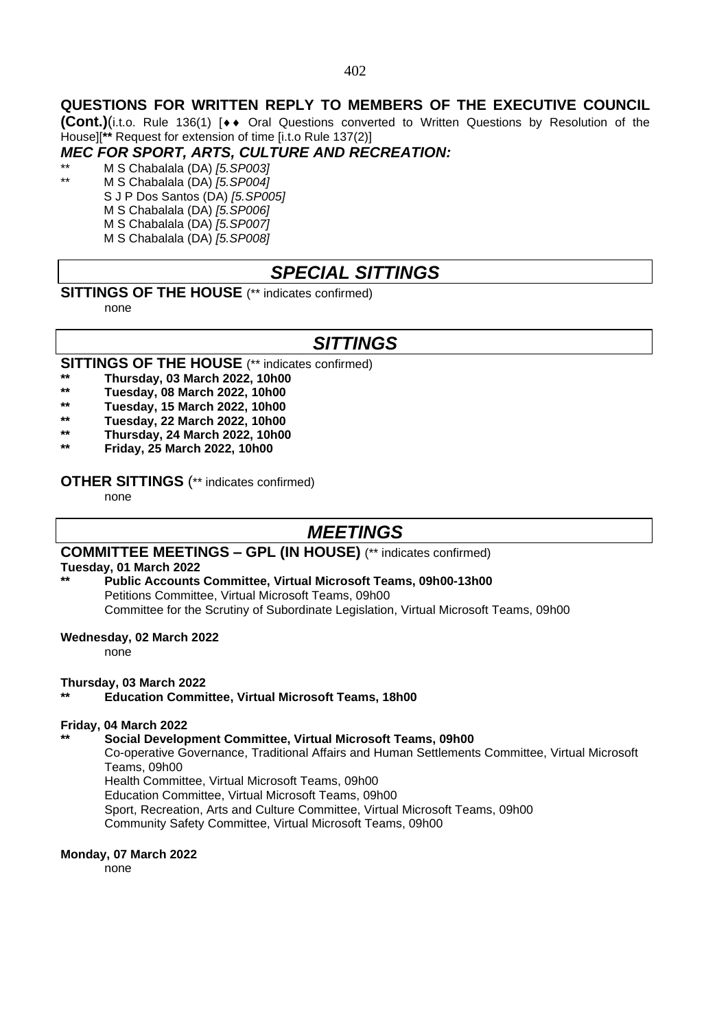## QUESTIONS FOR WRITTEN REPLY TO MEMBERS OF THE EXECUTIVE COUNCIL (Cont.)

(i.t.o. Rule 136(1) [♦♦ Oral Questions converted to Written Questions by Resolution of the House][**** Request for extension of time [i.t.o Rule 137(2)]

### *MEC FOR SPORT, ARTS, CULTURE AND RECREATION:*

** M S Chabalala (DA) *[5.SP003]*
** M S Chabalala (DA) *[5.SP004]*
S J P Dos Santos (DA) *[5.SP005]*
M S Chabalala (DA) *[5.SP006]*
M S Chabalala (DA) *[5.SP007]*
M S Chabalala (DA) *[5.SP008]*

## *SPECIAL SITTINGS*

**SITTINGS OF THE HOUSE** (** indicates confirmed)

none

## *SITTINGS*

**SITTINGS OF THE HOUSE** (** indicates confirmed)

** **Thursday, 03 March 2022, 10h00**
** **Tuesday, 08 March 2022, 10h00**
** **Tuesday, 15 March 2022, 10h00**
** **Tuesday, 22 March 2022, 10h00**
** **Thursday, 24 March 2022, 10h00**
** **Friday, 25 March 2022, 10h00**

**OTHER SITTINGS** (** indicates confirmed)

none

## *MEETINGS*

**COMMITTEE MEETINGS – GPL (IN HOUSE)** (** indicates confirmed)

**Tuesday, 01 March 2022**

** **Public Accounts Committee, Virtual Microsoft Teams, 09h00-13h00**
Petitions Committee, Virtual Microsoft Teams, 09h00
Committee for the Scrutiny of Subordinate Legislation, Virtual Microsoft Teams, 09h00

**Wednesday, 02 March 2022**

none

**Thursday, 03 March 2022**

** **Education Committee, Virtual Microsoft Teams, 18h00**

**Friday, 04 March 2022**

** **Social Development Committee, Virtual Microsoft Teams, 09h00**
Co-operative Governance, Traditional Affairs and Human Settlements Committee, Virtual Microsoft Teams, 09h00
Health Committee, Virtual Microsoft Teams, 09h00
Education Committee, Virtual Microsoft Teams, 09h00
Sport, Recreation, Arts and Culture Committee, Virtual Microsoft Teams, 09h00
Community Safety Committee, Virtual Microsoft Teams, 09h00

**Monday, 07 March 2022**

none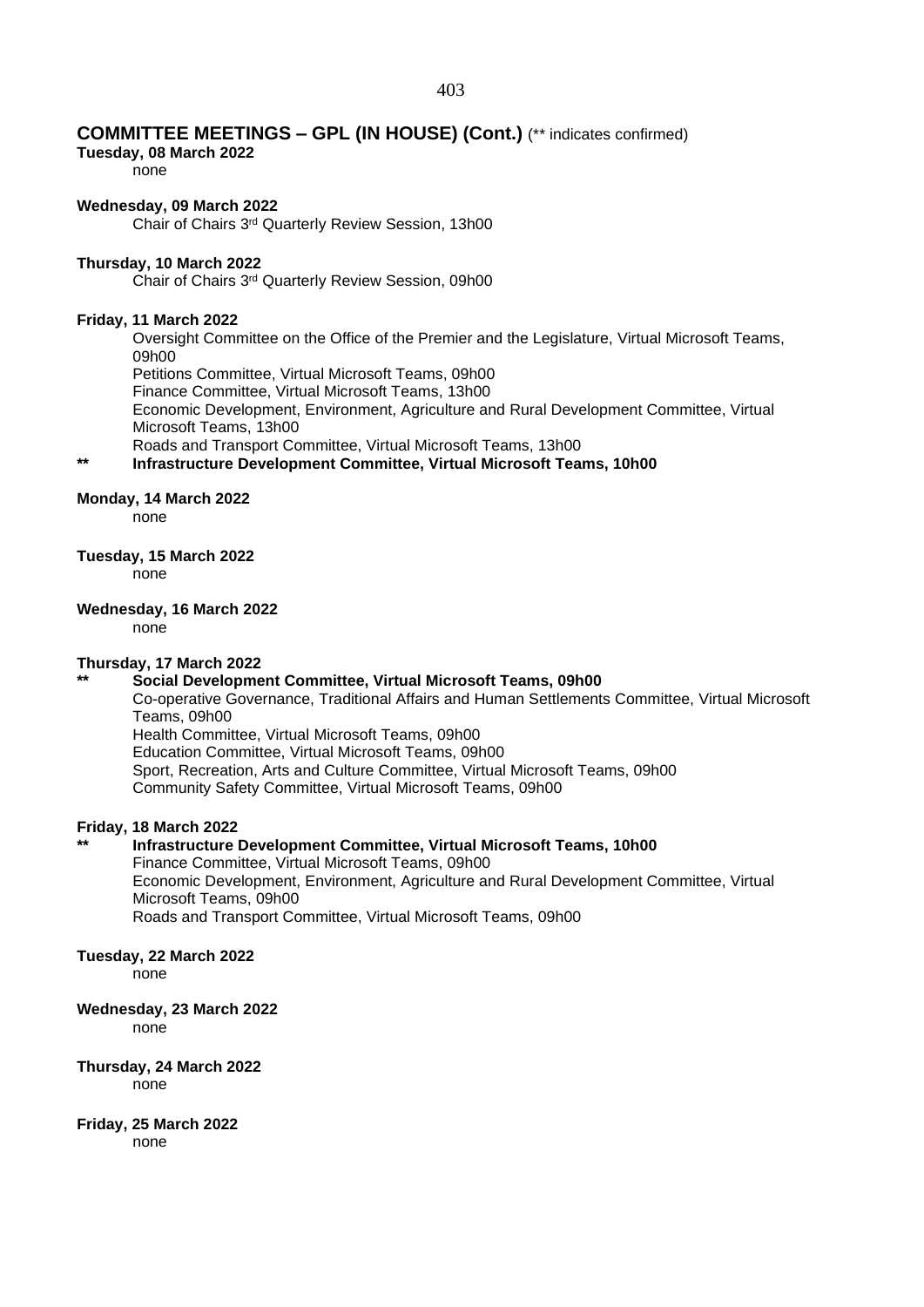## COMMITTEE MEETINGS – GPL (IN HOUSE) (Cont.) (** indicates confirmed)

**Tuesday, 08 March 2022**

none

**Wednesday, 09 March 2022**

Chair of Chairs 3rd Quarterly Review Session, 13h00

**Thursday, 10 March 2022**

Chair of Chairs 3rd Quarterly Review Session, 09h00

**Friday, 11 March 2022**

Oversight Committee on the Office of the Premier and the Legislature, Virtual Microsoft Teams, 09h00

Petitions Committee, Virtual Microsoft Teams, 09h00

Finance Committee, Virtual Microsoft Teams, 13h00

Economic Development, Environment, Agriculture and Rural Development Committee, Virtual Microsoft Teams, 13h00

Roads and Transport Committee, Virtual Microsoft Teams, 13h00

**** Infrastructure Development Committee, Virtual Microsoft Teams, 10h00**

**Monday, 14 March 2022**

none

**Tuesday, 15 March 2022**

none

**Wednesday, 16 March 2022**

none

**Thursday, 17 March 2022**

**** Social Development Committee, Virtual Microsoft Teams, 09h00**

Co-operative Governance, Traditional Affairs and Human Settlements Committee, Virtual Microsoft Teams, 09h00

Health Committee, Virtual Microsoft Teams, 09h00

Education Committee, Virtual Microsoft Teams, 09h00

Sport, Recreation, Arts and Culture Committee, Virtual Microsoft Teams, 09h00

Community Safety Committee, Virtual Microsoft Teams, 09h00

**Friday, 18 March 2022**

**** Infrastructure Development Committee, Virtual Microsoft Teams, 10h00**

Finance Committee, Virtual Microsoft Teams, 09h00

Economic Development, Environment, Agriculture and Rural Development Committee, Virtual Microsoft Teams, 09h00

Roads and Transport Committee, Virtual Microsoft Teams, 09h00

**Tuesday, 22 March 2022**

none

**Wednesday, 23 March 2022**

none

**Thursday, 24 March 2022**

none

**Friday, 25 March 2022**

none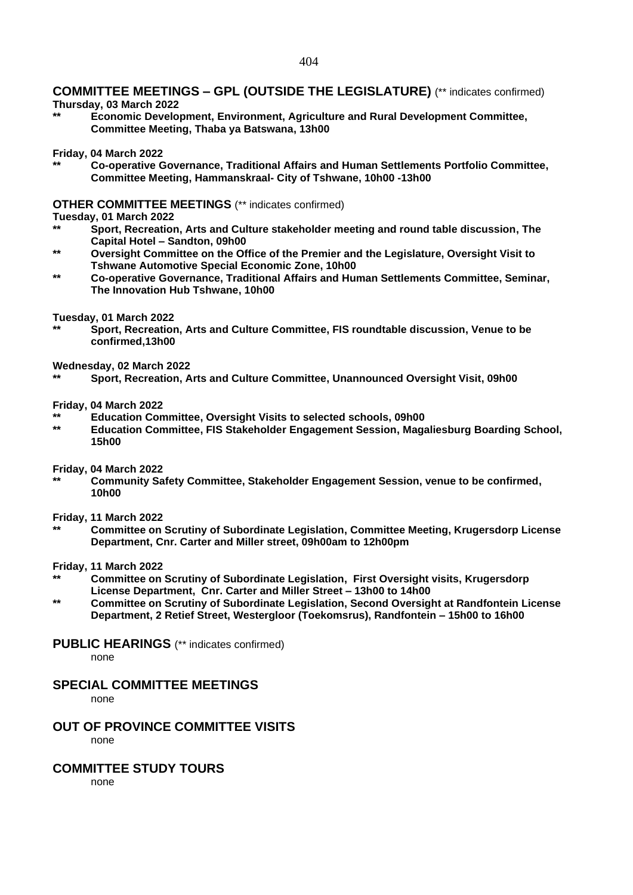## COMMITTEE MEETINGS – GPL (OUTSIDE THE LEGISLATURE) (** indicates confirmed)

**Thursday, 03 March 2022**

- ** **Economic Development, Environment, Agriculture and Rural Development Committee, Committee Meeting, Thaba ya Batswana, 13h00**

**Friday, 04 March 2022**

- ** **Co-operative Governance, Traditional Affairs and Human Settlements Portfolio Committee, Committee Meeting, Hammanskraal- City of Tshwane, 10h00 -13h00**

## OTHER COMMITTEE MEETINGS (** indicates confirmed)

**Tuesday, 01 March 2022**

- ** **Sport, Recreation, Arts and Culture stakeholder meeting and round table discussion, The Capital Hotel – Sandton, 09h00**
- ** **Oversight Committee on the Office of the Premier and the Legislature, Oversight Visit to Tshwane Automotive Special Economic Zone, 10h00**
- ** **Co-operative Governance, Traditional Affairs and Human Settlements Committee, Seminar, The Innovation Hub Tshwane, 10h00**

**Tuesday, 01 March 2022**

- ** **Sport, Recreation, Arts and Culture Committee, FIS roundtable discussion, Venue to be confirmed,13h00**

**Wednesday, 02 March 2022**

- ** **Sport, Recreation, Arts and Culture Committee, Unannounced Oversight Visit, 09h00**

**Friday, 04 March 2022**

- ** **Education Committee, Oversight Visits to selected schools, 09h00**
- ** **Education Committee, FIS Stakeholder Engagement Session, Magaliesburg Boarding School, 15h00**

**Friday, 04 March 2022**

- ** **Community Safety Committee, Stakeholder Engagement Session, venue to be confirmed, 10h00**

**Friday, 11 March 2022**

- ** **Committee on Scrutiny of Subordinate Legislation, Committee Meeting, Krugersdorp License Department, Cnr. Carter and Miller street, 09h00am to 12h00pm**

**Friday, 11 March 2022**

- ** **Committee on Scrutiny of Subordinate Legislation, First Oversight visits, Krugersdorp License Department, Cnr. Carter and Miller Street – 13h00 to 14h00**
- ** **Committee on Scrutiny of Subordinate Legislation, Second Oversight at Randfontein License Department, 2 Retief Street, Westergloor (Toekomsrus), Randfontein – 15h00 to 16h00**

## PUBLIC HEARINGS (** indicates confirmed)

none

## SPECIAL COMMITTEE MEETINGS

none

## OUT OF PROVINCE COMMITTEE VISITS

none

## COMMITTEE STUDY TOURS

none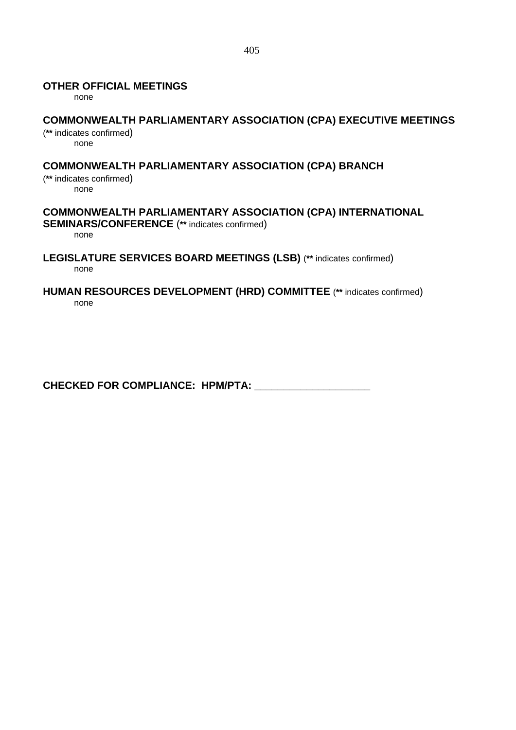**OTHER OFFICIAL MEETINGS**

none

**COMMONWEALTH PARLIAMENTARY ASSOCIATION (CPA) EXECUTIVE MEETINGS**

(**** indicates confirmed)

none

**COMMONWEALTH PARLIAMENTARY ASSOCIATION (CPA) BRANCH**

(**** indicates confirmed)

none

**COMMONWEALTH PARLIAMENTARY ASSOCIATION (CPA) INTERNATIONAL SEMINARS/CONFERENCE** (**** indicates confirmed)

none

**LEGISLATURE SERVICES BOARD MEETINGS (LSB)** (**** indicates confirmed)

none

**HUMAN RESOURCES DEVELOPMENT (HRD) COMMITTEE** (**** indicates confirmed)

none

**CHECKED FOR COMPLIANCE: HPM/PTA: ____________________**